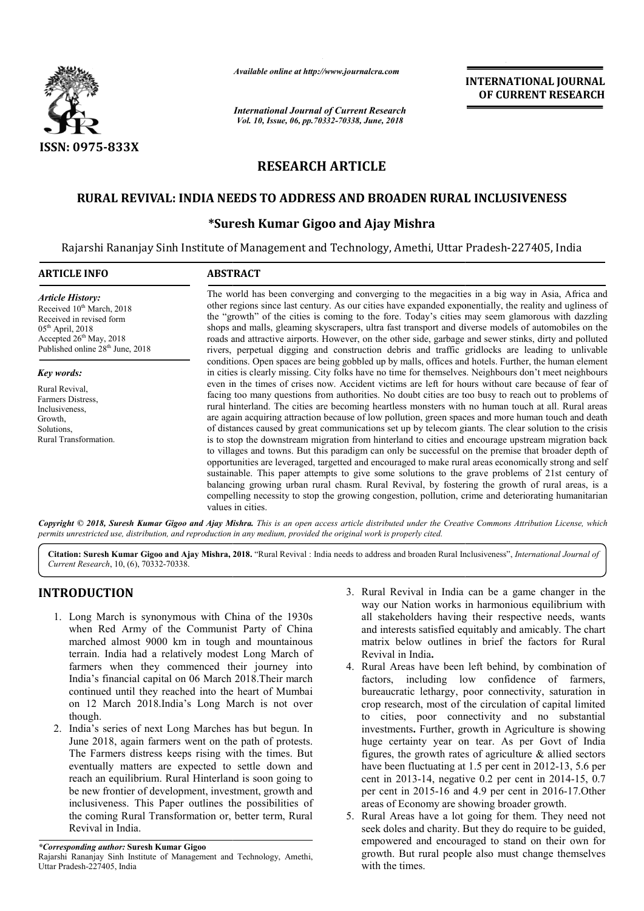*Available online at http://www.journalcra.com*

*International Journal of Current Research*
*Vol. 10, Issue, 06, pp.70332-70338, June, 2018*

**INTERNATIONAL JOURNAL OF CURRENT RESEARCH**

ISSN: 0975-833X

# RESEARCH ARTICLE

## RURAL REVIVAL: INDIA NEEDS TO ADDRESS AND BROADEN RURAL INCLUSIVENESS

### *Suresh Kumar Gigoo and Ajay Mishra

Rajarshi Rananjay Sinh Institute of Management and Technology, Amethi, Uttar Pradesh-227405, India

**ARTICLE INFO**

*Article History:*

Received 10th March, 2018
Received in revised form 05th April, 2018
Accepted 26th May, 2018
Published online 28th June, 2018

*Key words:*

Rural Revival,
Farmers Distress,
Inclusiveness,
Growth,
Solutions,
Rural Transformation.

**ABSTRACT**

The world has been converging and converging to the megacities in a big way in Asia, Africa and other regions since last century. As our cities have expanded exponentially, the reality and ugliness of the "growth" of the cities is coming to the fore. Today's cities may seem glamorous with dazzling shops and malls, gleaming skyscrapers, ultra fast transport and diverse models of automobiles on the roads and attractive airports. However, on the other side, garbage and sewer stinks, dirty and polluted rivers, perpetual digging and construction debris and traffic gridlocks are leading to unlivable conditions. Open spaces are being gobbled up by malls, offices and hotels. Further, the human element in cities is clearly missing. City folks have no time for themselves. Neighbours don't meet neighbours even in the times of crises now. Accident victims are left for hours without care because of fear of facing too many questions from authorities. No doubt cities are too busy to reach out to problems of rural hinterland. The cities are becoming heartless monsters with no human touch at all. Rural areas are again acquiring attraction because of low pollution, green spaces and more human touch and death of distances caused by great communications set up by telecom giants. The clear solution to the crisis is to stop the downstream migration from hinterland to cities and encourage upstream migration back to villages and towns. But this paradigm can only be successful on the premise that broader depth of opportunities are leveraged, targetted and encouraged to make rural areas economically strong and self sustainable. This paper attempts to give some solutions to the grave problems of 21st century of balancing growing urban rural chasm. Rural Revival, by fostering the growth of rural areas, is a compelling necessity to stop the growing congestion, pollution, crime and deteriorating humanitarian values in cities.

*Copyright © 2018, Suresh Kumar Gigoo and Ajay Mishra. This is an open access article distributed under the Creative Commons Attribution License, which permits unrestricted use, distribution, and reproduction in any medium, provided the original work is properly cited.*

**Citation: Suresh Kumar Gigoo and Ajay Mishra, 2018.** "Rural Revival : India needs to address and broaden Rural Inclusiveness", *International Journal of Current Research*, 10, (6), 70332-70338.

## INTRODUCTION

1. Long March is synonymous with China of the 1930s when Red Army of the Communist Party of China marched almost 9000 km in tough and mountainous terrain. India had a relatively modest Long March of farmers when they commenced their journey into India's financial capital on 06 March 2018.Their march continued until they reached into the heart of Mumbai on 12 March 2018.India's Long March is not over though.
2. India's series of next Long Marches has but begun. In June 2018, again farmers went on the path of protests. The Farmers distress keeps rising with the times. But eventually matters are expected to settle down and reach an equilibrium. Rural Hinterland is soon going to be new frontier of development, investment, growth and inclusiveness. This Paper outlines the possibilities of the coming Rural Transformation or, better term, Rural Revival in India.
3. Rural Revival in India can be a game changer in the way our Nation works in harmonious equilibrium with all stakeholders having their respective needs, wants and interests satisfied equitably and amicably. The chart matrix below outlines in brief the factors for Rural Revival in India**.**
4. Rural Areas have been left behind, by combination of factors, including low confidence of farmers, bureaucratic lethargy, poor connectivity, saturation in crop research, most of the circulation of capital limited to cities, poor connectivity and no substantial investments**.** Further, growth in Agriculture is showing huge certainty year on tear. As per Govt of India figures, the growth rates of agriculture & allied sectors have been fluctuating at 1.5 per cent in 2012-13, 5.6 per cent in 2013-14, negative 0.2 per cent in 2014-15, 0.7 per cent in 2015-16 and 4.9 per cent in 2016-17.Other areas of Economy are showing broader growth.
5. Rural Areas have a lot going for them. They need not seek doles and charity. But they do require to be guided, empowered and encouraged to stand on their own for growth. But rural people also must change themselves with the times.

*\*Corresponding author:* **Suresh Kumar Gigoo**
Rajarshi Rananjay Sinh Institute of Management and Technology, Amethi, Uttar Pradesh-227405, India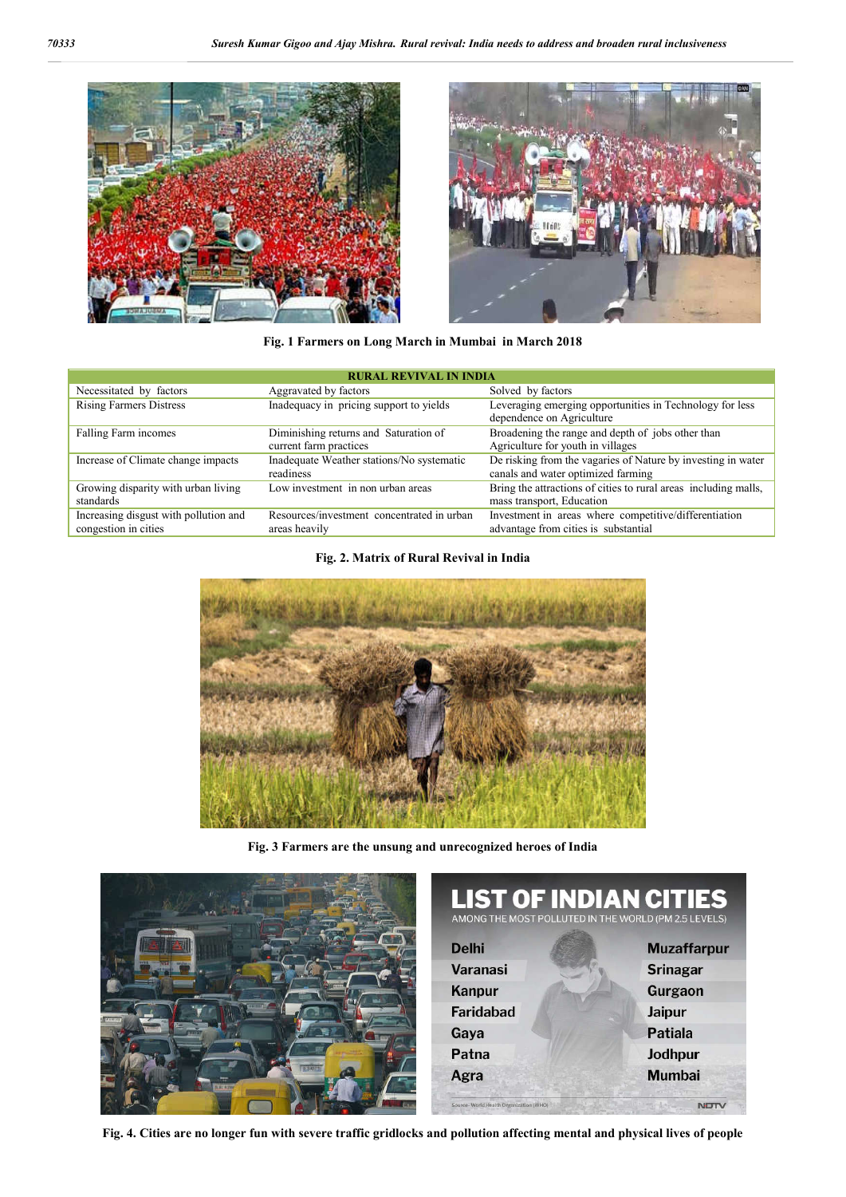Fig. 1 Farmers on Long March in Mumbai in March 2018

| RURAL REVIVAL IN INDIA | | |
|---|---|---|
| Necessitated by factors | Aggravated by factors | Solved by factors |
| Rising Farmers Distress | Inadequacy in pricing support to yields | Leveraging emerging opportunities in Technology for less dependence on Agriculture |
| Falling Farm incomes | Diminishing returns and Saturation of current farm practices | Broadening the range and depth of jobs other than Agriculture for youth in villages |
| Increase of Climate change impacts | Inadequate Weather stations/No systematic readiness | De risking from the vagaries of Nature by investing in water canals and water optimized farming |
| Growing disparity with urban living standards | Low investment in non urban areas | Bring the attractions of cities to rural areas including malls, mass transport, Education |
| Increasing disgust with pollution and congestion in cities | Resources/investment concentrated in urban areas heavily | Investment in areas where competitive/differentiation advantage from cities is substantial |

Fig. 2. Matrix of Rural Revival in India

Fig. 3 Farmers are the unsung and unrecognized heroes of India

Fig. 4. Cities are no longer fun with severe traffic gridlocks and pollution affecting mental and physical lives of people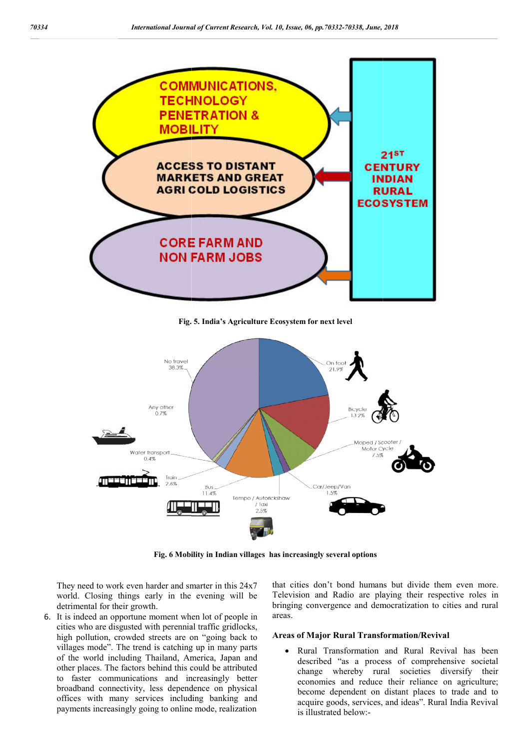Fig. 5. India's Agriculture Ecosystem for next level

Fig. 6 Mobility in Indian villages has increasingly several options

They need to work even harder and smarter in this 24x7 world. Closing things early in the evening will be detrimental for their growth.

6. It is indeed an opportune moment when lot of people in cities who are disgusted with perennial traffic gridlocks, high pollution, crowded streets are on "going back to villages mode". The trend is catching up in many parts of the world including Thailand, America, Japan and other places. The factors behind this could be attributed to faster communications and increasingly better broadband connectivity, less dependence on physical offices with many services including banking and payments increasingly going to online mode, realization that cities don't bond humans but divide them even more. Television and Radio are playing their respective roles in bringing convergence and democratization to cities and rural areas.

### Areas of Major Rural Transformation/Revival

- Rural Transformation and Rural Revival has been described "as a process of comprehensive societal change whereby rural societies diversify their economies and reduce their reliance on agriculture; become dependent on distant places to trade and to acquire goods, services, and ideas". Rural India Revival is illustrated below:-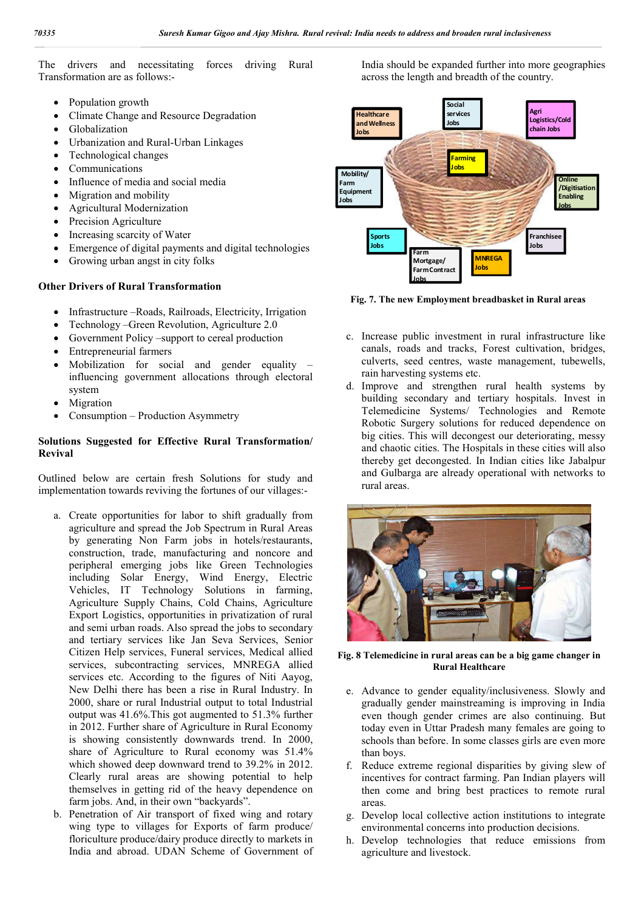The drivers and necessitating forces driving Rural Transformation are as follows:-

- Population growth
- Climate Change and Resource Degradation
- Globalization
- Urbanization and Rural-Urban Linkages
- Technological changes
- Communications
- Influence of media and social media
- Migration and mobility
- Agricultural Modernization
- Precision Agriculture
- Increasing scarcity of Water
- Emergence of digital payments and digital technologies
- Growing urban angst in city folks

**Other Drivers of Rural Transformation**

- Infrastructure –Roads, Railroads, Electricity, Irrigation
- Technology –Green Revolution, Agriculture 2.0
- Government Policy –support to cereal production
- Entrepreneurial farmers
- Mobilization for social and gender equality – influencing government allocations through electoral system
- Migration
- Consumption – Production Asymmetry

**Solutions Suggested for Effective Rural Transformation/ Revival**

Outlined below are certain fresh Solutions for study and implementation towards reviving the fortunes of our villages:-

a. Create opportunities for labor to shift gradually from agriculture and spread the Job Spectrum in Rural Areas by generating Non Farm jobs in hotels/restaurants, construction, trade, manufacturing and noncore and peripheral emerging jobs like Green Technologies including Solar Energy, Wind Energy, Electric Vehicles, IT Technology Solutions in farming, Agriculture Supply Chains, Cold Chains, Agriculture Export Logistics, opportunities in privatization of rural and semi urban roads. Also spread the jobs to secondary and tertiary services like Jan Seva Services, Senior Citizen Help services, Funeral services, Medical allied services, subcontracting services, MNREGA allied services etc. According to the figures of Niti Aayog, New Delhi there has been a rise in Rural Industry. In 2000, share or rural Industrial output to total Industrial output was 41.6%.This got augmented to 51.3% further in 2012. Further share of Agriculture in Rural Economy is showing consistently downwards trend. In 2000, share of Agriculture to Rural economy was 51.4% which showed deep downward trend to 39.2% in 2012. Clearly rural areas are showing potential to help themselves in getting rid of the heavy dependence on farm jobs. And, in their own "backyards".
b. Penetration of Air transport of fixed wing and rotary wing type to villages for Exports of farm produce/ floriculture produce/dairy produce directly to markets in India and abroad. UDAN Scheme of Government of India should be expanded further into more geographies across the length and breadth of the country.

Fig. 7. The new Employment breadbasket in Rural areas

c. Increase public investment in rural infrastructure like canals, roads and tracks, Forest cultivation, bridges, culverts, seed centres, waste management, tubewells, rain harvesting systems etc.
d. Improve and strengthen rural health systems by building secondary and tertiary hospitals. Invest in Telemedicine Systems/ Technologies and Remote Robotic Surgery solutions for reduced dependence on big cities. This will decongest our deteriorating, messy and chaotic cities. The Hospitals in these cities will also thereby get decongested. In Indian cities like Jabalpur and Gulbarga are already operational with networks to rural areas.

Fig. 8 Telemedicine in rural areas can be a big game changer in Rural Healthcare

e. Advance to gender equality/inclusiveness. Slowly and gradually gender mainstreaming is improving in India even though gender crimes are also continuing. But today even in Uttar Pradesh many females are going to schools than before. In some classes girls are even more than boys.
f. Reduce extreme regional disparities by giving slew of incentives for contract farming. Pan Indian players will then come and bring best practices to remote rural areas.
g. Develop local collective action institutions to integrate environmental concerns into production decisions.
h. Develop technologies that reduce emissions from agriculture and livestock.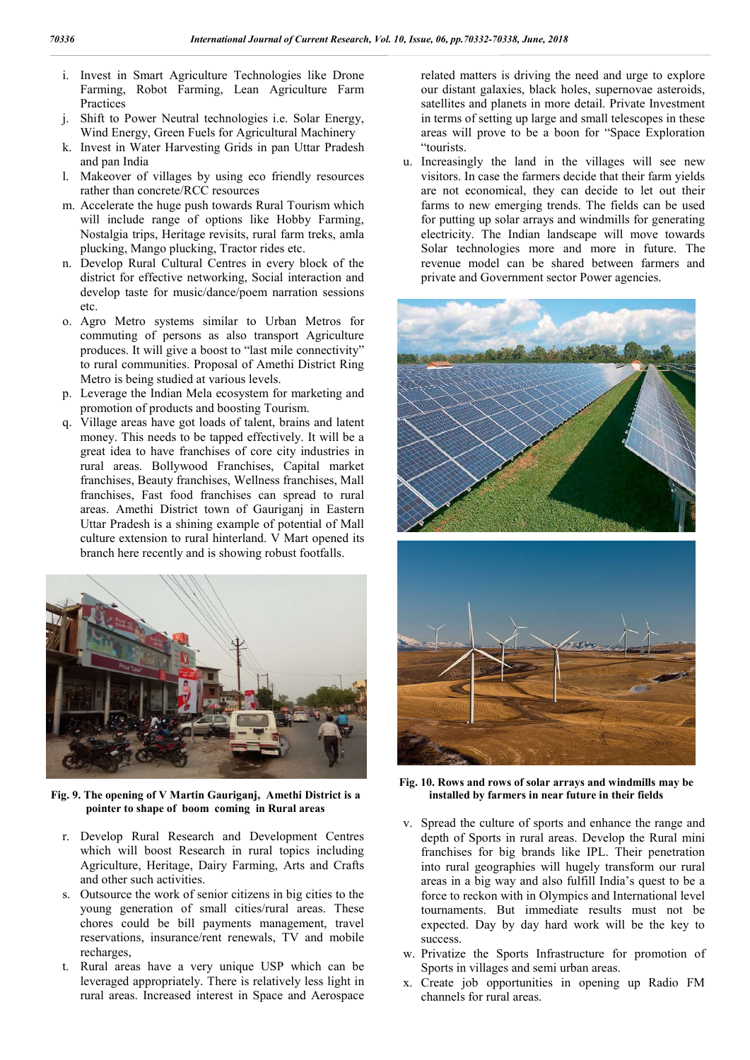i. Invest in Smart Agriculture Technologies like Drone Farming, Robot Farming, Lean Agriculture Farm Practices
j. Shift to Power Neutral technologies i.e. Solar Energy, Wind Energy, Green Fuels for Agricultural Machinery
k. Invest in Water Harvesting Grids in pan Uttar Pradesh and pan India
l. Makeover of villages by using eco friendly resources rather than concrete/RCC resources
m. Accelerate the huge push towards Rural Tourism which will include range of options like Hobby Farming, Nostalgia trips, Heritage revisits, rural farm treks, amla plucking, Mango plucking, Tractor rides etc.
n. Develop Rural Cultural Centres in every block of the district for effective networking, Social interaction and develop taste for music/dance/poem narration sessions etc.
o. Agro Metro systems similar to Urban Metros for commuting of persons as also transport Agriculture produces. It will give a boost to "last mile connectivity" to rural communities. Proposal of Amethi District Ring Metro is being studied at various levels.
p. Leverage the Indian Mela ecosystem for marketing and promotion of products and boosting Tourism.
q. Village areas have got loads of talent, brains and latent money. This needs to be tapped effectively. It will be a great idea to have franchises of core city industries in rural areas. Bollywood Franchises, Capital market franchises, Beauty franchises, Wellness franchises, Mall franchises, Fast food franchises can spread to rural areas. Amethi District town of Gauriganj in Eastern Uttar Pradesh is a shining example of potential of Mall culture extension to rural hinterland. V Mart opened its branch here recently and is showing robust footfalls.

**Fig. 9. The opening of V Martin Gauriganj, Amethi District is a pointer to shape of boom coming in Rural areas**

r. Develop Rural Research and Development Centres which will boost Research in rural topics including Agriculture, Heritage, Dairy Farming, Arts and Crafts and other such activities.
s. Outsource the work of senior citizens in big cities to the young generation of small cities/rural areas. These chores could be bill payments management, travel reservations, insurance/rent renewals, TV and mobile recharges,
t. Rural areas have a very unique USP which can be leveraged appropriately. There is relatively less light in rural areas. Increased interest in Space and Aerospace related matters is driving the need and urge to explore our distant galaxies, black holes, supernovae asteroids, satellites and planets in more detail. Private Investment in terms of setting up large and small telescopes in these areas will prove to be a boon for "Space Exploration "tourists.
u. Increasingly the land in the villages will see new visitors. In case the farmers decide that their farm yields are not economical, they can decide to let out their farms to new emerging trends. The fields can be used for putting up solar arrays and windmills for generating electricity. The Indian landscape will move towards Solar technologies more and more in future. The revenue model can be shared between farmers and private and Government sector Power agencies.

**Fig. 10. Rows and rows of solar arrays and windmills may be installed by farmers in near future in their fields**

v. Spread the culture of sports and enhance the range and depth of Sports in rural areas. Develop the Rural mini franchises for big brands like IPL. Their penetration into rural geographies will hugely transform our rural areas in a big way and also fulfill India's quest to be a force to reckon with in Olympics and International level tournaments. But immediate results must not be expected. Day by day hard work will be the key to success.
w. Privatize the Sports Infrastructure for promotion of Sports in villages and semi urban areas.
x. Create job opportunities in opening up Radio FM channels for rural areas.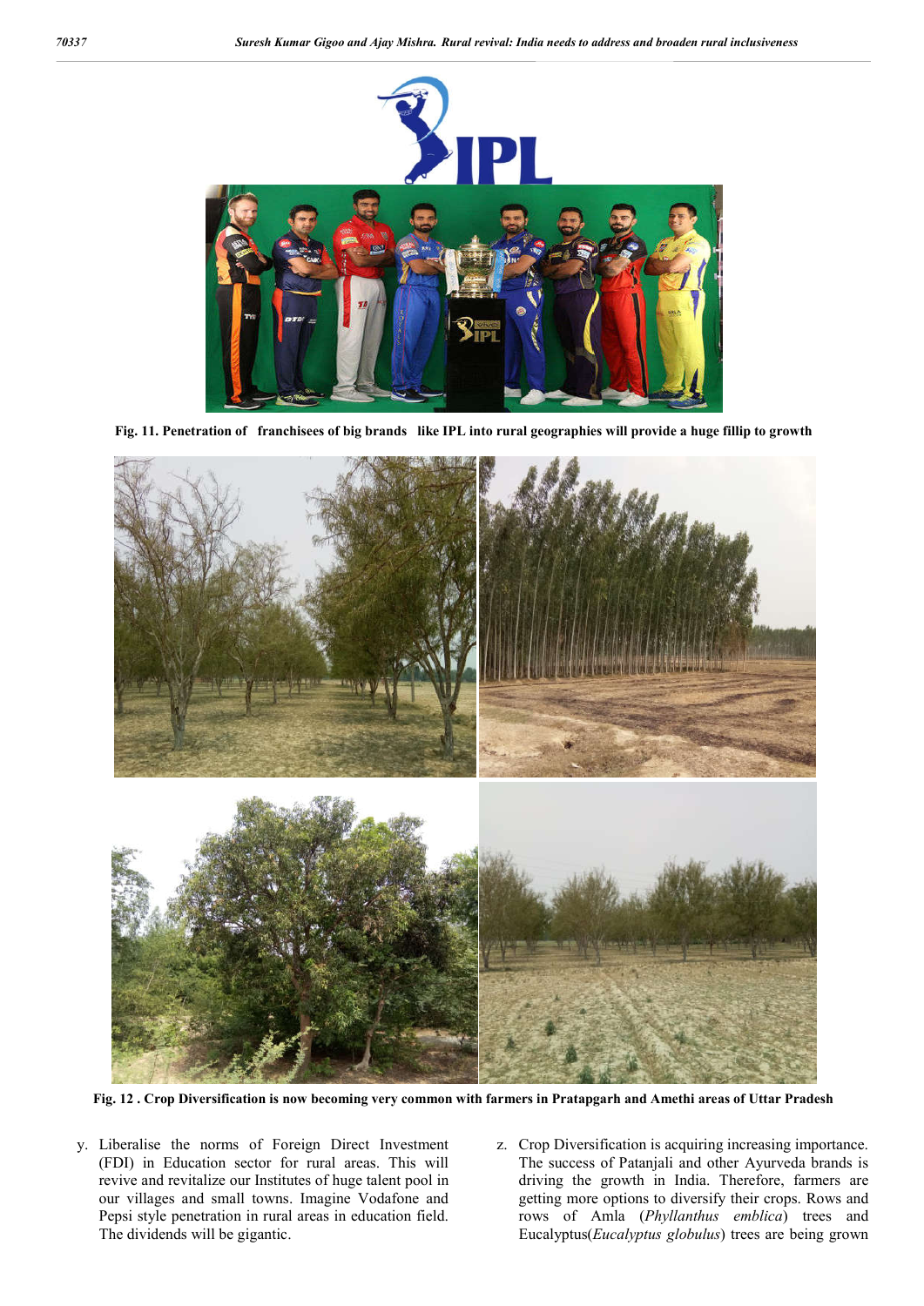Fig. 11. Penetration of franchisees of big brands like IPL into rural geographies will provide a huge fillip to growth

Fig. 12 . Crop Diversification is now becoming very common with farmers in Pratapgarh and Amethi areas of Uttar Pradesh

y. Liberalise the norms of Foreign Direct Investment (FDI) in Education sector for rural areas. This will revive and revitalize our Institutes of huge talent pool in our villages and small towns. Imagine Vodafone and Pepsi style penetration in rural areas in education field. The dividends will be gigantic.

z. Crop Diversification is acquiring increasing importance. The success of Patanjali and other Ayurveda brands is driving the growth in India. Therefore, farmers are getting more options to diversify their crops. Rows and rows of Amla (*Phyllanthus emblica*) trees and Eucalyptus(*Eucalyptus globulus*) trees are being grown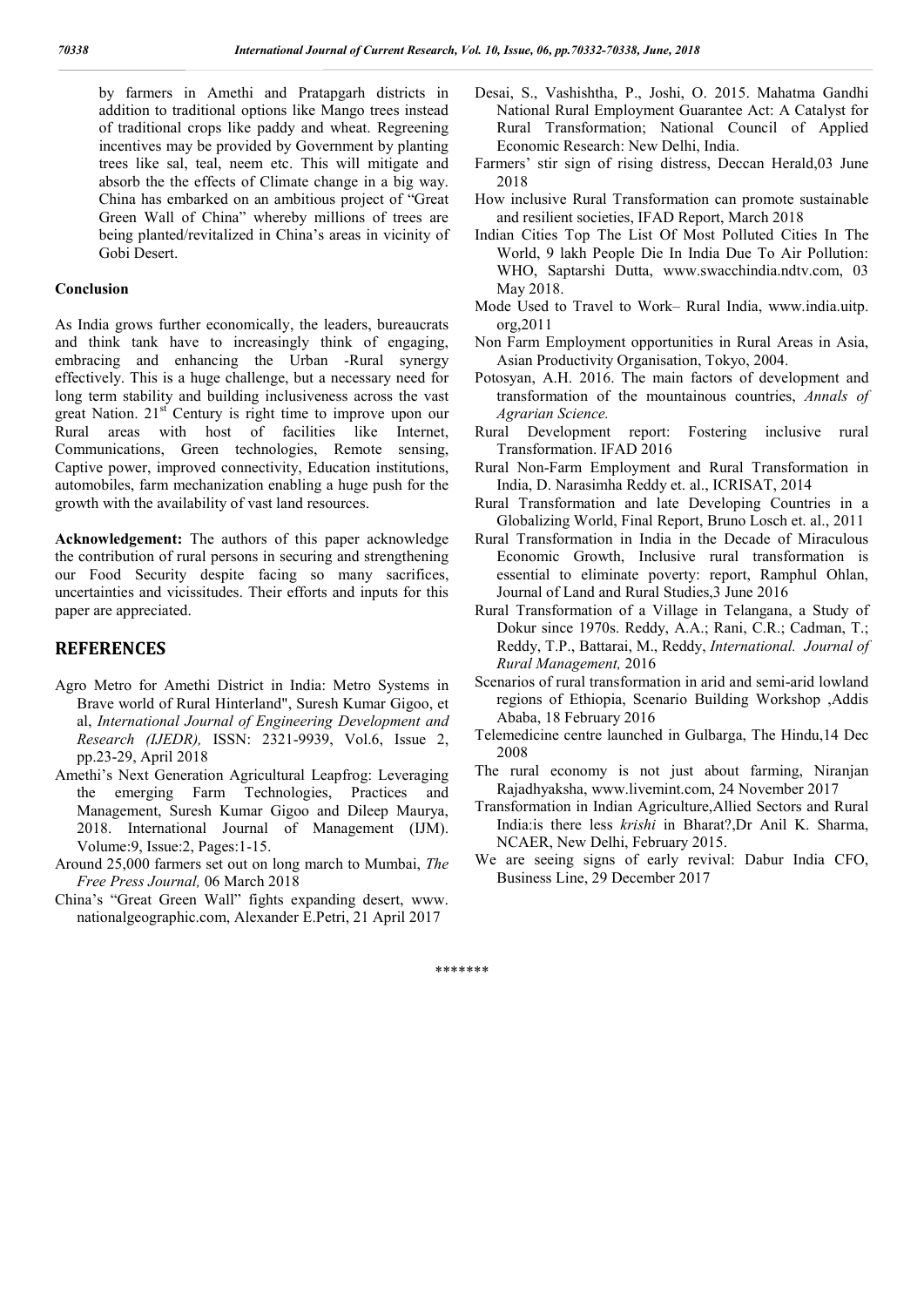by farmers in Amethi and Pratapgarh districts in addition to traditional options like Mango trees instead of traditional crops like paddy and wheat. Regreening incentives may be provided by Government by planting trees like sal, teal, neem etc. This will mitigate and absorb the the effects of Climate change in a big way. China has embarked on an ambitious project of "Great Green Wall of China" whereby millions of trees are being planted/revitalized in China's areas in vicinity of Gobi Desert.

### Conclusion

As India grows further economically, the leaders, bureaucrats and think tank have to increasingly think of engaging, embracing and enhancing the Urban -Rural synergy effectively. This is a huge challenge, but a necessary need for long term stability and building inclusiveness across the vast great Nation. 21st Century is right time to improve upon our Rural areas with host of facilities like Internet, Communications, Green technologies, Remote sensing, Captive power, improved connectivity, Education institutions, automobiles, farm mechanization enabling a huge push for the growth with the availability of vast land resources.

**Acknowledgement:** The authors of this paper acknowledge the contribution of rural persons in securing and strengthening our Food Security despite facing so many sacrifices, uncertainties and vicissitudes. Their efforts and inputs for this paper are appreciated.

## REFERENCES

Agro Metro for Amethi District in India: Metro Systems in Brave world of Rural Hinterland", Suresh Kumar Gigoo, et al, *International Journal of Engineering Development and Research (IJEDR),* ISSN: 2321-9939, Vol.6, Issue 2, pp.23-29, April 2018

Amethi's Next Generation Agricultural Leapfrog: Leveraging the emerging Farm Technologies, Practices and Management, Suresh Kumar Gigoo and Dileep Maurya, 2018. International Journal of Management (IJM). Volume:9, Issue:2, Pages:1-15.

Around 25,000 farmers set out on long march to Mumbai, *The Free Press Journal,* 06 March 2018

China's "Great Green Wall" fights expanding desert, www. nationalgeographic.com, Alexander E.Petri, 21 April 2017

Desai, S., Vashishtha, P., Joshi, O. 2015. Mahatma Gandhi National Rural Employment Guarantee Act: A Catalyst for Rural Transformation; National Council of Applied Economic Research: New Delhi, India.

Farmers' stir sign of rising distress, Deccan Herald,03 June 2018

How inclusive Rural Transformation can promote sustainable and resilient societies, IFAD Report, March 2018

Indian Cities Top The List Of Most Polluted Cities In The World, 9 lakh People Die In India Due To Air Pollution: WHO, Saptarshi Dutta, www.swacchindia.ndtv.com, 03 May 2018.

Mode Used to Travel to Work– Rural India, www.india.uitp. org,2011

Non Farm Employment opportunities in Rural Areas in Asia, Asian Productivity Organisation, Tokyo, 2004.

Potosyan, A.H. 2016. The main factors of development and transformation of the mountainous countries, *Annals of Agrarian Science.*

Rural Development report: Fostering inclusive rural Transformation. IFAD 2016

Rural Non-Farm Employment and Rural Transformation in India, D. Narasimha Reddy et. al., ICRISAT, 2014

Rural Transformation and late Developing Countries in a Globalizing World, Final Report, Bruno Losch et. al., 2011

Rural Transformation in India in the Decade of Miraculous Economic Growth, Inclusive rural transformation is essential to eliminate poverty: report, Ramphul Ohlan, Journal of Land and Rural Studies,3 June 2016

Rural Transformation of a Village in Telangana, a Study of Dokur since 1970s. Reddy, A.A.; Rani, C.R.; Cadman, T.; Reddy, T.P., Battarai, M., Reddy, *International. Journal of Rural Management,* 2016

Scenarios of rural transformation in arid and semi-arid lowland regions of Ethiopia, Scenario Building Workshop ,Addis Ababa, 18 February 2016

Telemedicine centre launched in Gulbarga, The Hindu,14 Dec 2008

The rural economy is not just about farming, Niranjan Rajadhyaksha, www.livemint.com, 24 November 2017

Transformation in Indian Agriculture,Allied Sectors and Rural India:is there less *krishi* in Bharat?,Dr Anil K. Sharma, NCAER, New Delhi, February 2015.

We are seeing signs of early revival: Dabur India CFO, Business Line, 29 December 2017

\*\*\*\*\*\*\*